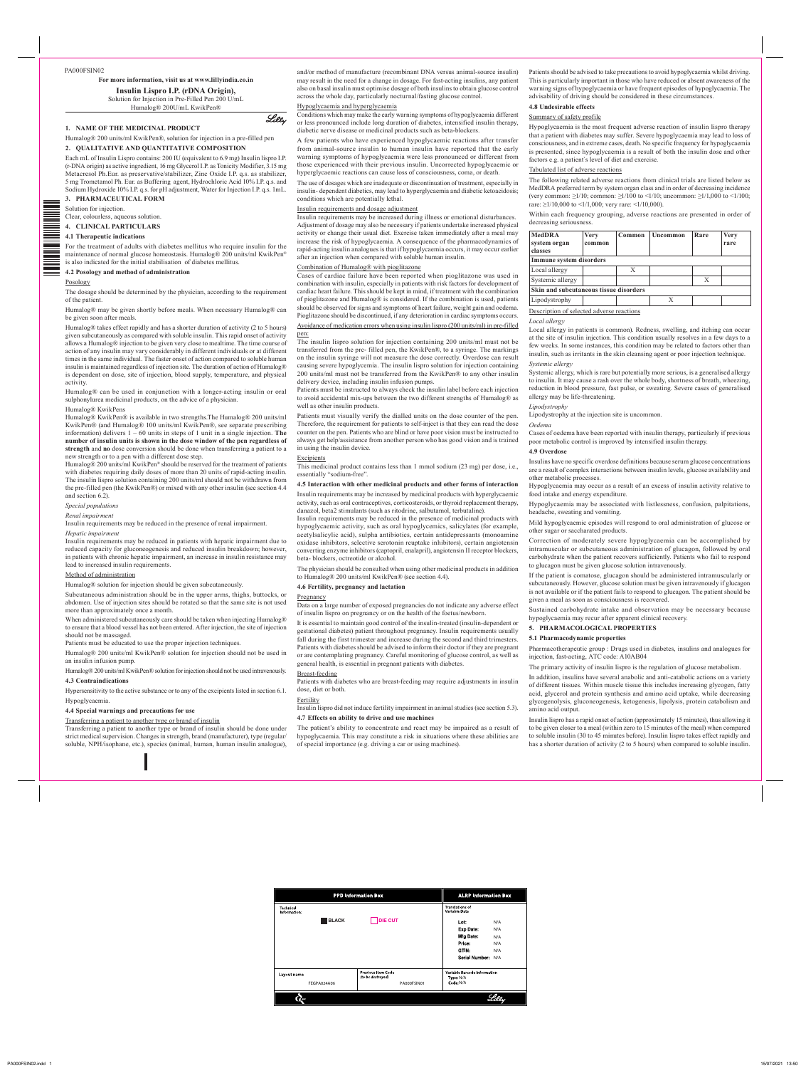PA000FSIN02

**For more information, visit us at www.lillyindia.co.in**

**Insulin Lispro I.P. (rDNA Origin),**

Solution for Injection in Pre-Filled Pen 200 U/mL

Humalog® 200U/mL KwikPen®

## 1. NAME OF THE MEDICINAL PRODUCT

Humalog® 200 units/ml KwikPen®, solution for injection in a pre-filled pen

## 2. QUALITATIVE AND QUANTITATIVE COMPOSITION

Each mL of Insulin Lispro contains: 200 IU (equivalent to 6.9 mg) Insulin lispro I.P. (r-DNA origin) as active ingredient, 16 mg Glycerol I.P. as Tonicity Modifier, 3.15 mg Metacresol Ph.Eur. as preservative/stabilizer, Zinc Oxide I.P. q.s. as stabilizer, 5 mg Trometamol Ph. Eur. as Buffering agent, Hydrochloric Acid 10% I.P. q.s. and Sodium Hydroxide 10% I.P. q.s. for pH adjustment, Water for Injection I.P. q.s. 1mL.

## 3. PHARMACEUTICAL FORM

Solution for injection.

Clear, colourless, aqueous solution.

## 4. CLINICAL PARTICULARS

### 4.1 Therapeutic indications

For the treatment of adults with diabetes mellitus who require insulin for the maintenance of normal glucose homeostasis. Humalog® 200 units/ml KwikPen® is also indicated for the initial stabilisation of diabetes mellitus.

### 4.2 Posology and method of administration

Posology

The dosage should be determined by the physician, according to the requirement of the patient.

Humalog® may be given shortly before meals. When necessary Humalog® can be given soon after meals.

Humalog® takes effect rapidly and has a shorter duration of activity (2 to 5 hours) given subcutaneously as compared with soluble insulin. This rapid onset of activity allows a Humalog® injection to be given very close to mealtime. The time course of action of any insulin may vary considerably in different individuals or at different times in the same individual. The faster onset of action compared to soluble human insulin is maintained regardless of injection site. The duration of action of Humalog® is dependent on dose, site of injection, blood supply, temperature, and physical activity.

Humalog® can be used in conjunction with a longer-acting insulin or oral sulphonylurea medicinal products, on the advice of a physician.

Humalog® KwikPens

Humalog® KwikPen® is available in two strengths.The Humalog® 200 units/ml KwikPen® (and Humalog® 100 units/ml KwikPen®, see separate prescribing information) delivers 1 – 60 units in steps of 1 unit in a single injection. **The number of insulin units is shown in the dose window of the pen regardless of strength** and **no** dose conversion should be done when transferring a patient to a new strength or to a pen with a different dose step.

Humalog® 200 units/ml KwikPen® should be reserved for the treatment of patients with diabetes requiring daily doses of more than 20 units of rapid-acting insulin. The insulin lispro solution containing 200 units/ml should not be withdrawn from the pre-filled pen (the KwikPen®) or mixed with any other insulin (see section 4.4 and section 6.2).

*Special populations*

*Renal impairment*

Insulin requirements may be reduced in the presence of renal impairment.

*Hepatic impairment*

Insulin requirements may be reduced in patients with hepatic impairment due to reduced capacity for gluconeogenesis and reduced insulin breakdown; however, in patients with chronic hepatic impairment, an increase in insulin resistance may lead to increased insulin requirements.

Method of administration

Humalog® solution for injection should be given subcutaneously.

Subcutaneous administration should be in the upper arms, thighs, buttocks, or abdomen. Use of injection sites should be rotated so that the same site is not used more than approximately once a month.

When administered subcutaneously care should be taken when injecting Humalog® to ensure that a blood vessel has not been entered. After injection, the site of injection should not be massaged.

Patients must be educated to use the proper injection techniques.

Humalog® 200 units/ml KwikPen® solution for injection should not be used in an insulin infusion pump.

Humalog® 200 units/ml KwikPen® solution for injection should not be used intravenously.

### 4.3 Contraindications

Hypersensitivity to the active substance or to any of the excipients listed in section 6.1.

Hypoglycaemia.

### 4.4 Special warnings and precautions for use

Transferring a patient to another type or brand of insulin

Transferring a patient to another type or brand of insulin should be done under strict medical supervision. Changes in strength, brand (manufacturer), type (regular/soluble, NPH/isophane, etc.), species (animal, human, human insulin analogue), and/or method of manufacture (recombinant DNA versus animal-source insulin) may result in the need for a change in dosage. For fast-acting insulins, any patient also on basal insulin must optimise dosage of both insulins to obtain glucose control across the whole day, particularly nocturnal/fasting glucose control.

Hypoglycaemia and hyperglycaemia

Conditions which may make the early warning symptoms of hypoglycaemia different or less pronounced include long duration of diabetes, intensified insulin therapy, diabetic nerve disease or medicinal products such as beta-blockers.

A few patients who have experienced hypoglycaemic reactions after transfer from animal-source insulin to human insulin have reported that the early warning symptoms of hypoglycaemia were less pronounced or different from those experienced with their previous insulin. Uncorrected hypoglycaemic or hyperglycaemic reactions can cause loss of consciousness, coma, or death.

The use of dosages which are inadequate or discontinuation of treatment, especially in insulin- dependent diabetics, may lead to hyperglycaemia and diabetic ketoacidosis; conditions which are potentially lethal.

Insulin requirements and dosage adjustment

Insulin requirements may be increased during illness or emotional disturbances. Adjustment of dosage may also be necessary if patients undertake increased physical activity or change their usual diet. Exercise taken immediately after a meal may increase the risk of hypoglycaemia. A consequence of the pharmacodynamics of rapid-acting insulin analogues is that if hypoglycaemia occurs, it may occur earlier after an injection when compared with soluble human insulin.

Combination of Humalog® with pioglitazone

Cases of cardiac failure have been reported when pioglitazone was used in combination with insulin, especially in patients with risk factors for development of cardiac heart failure. This should be kept in mind, if treatment with the combination of pioglitazone and Humalog® is considered. If the combination is used, patients should be observed for signs and symptoms of heart failure, weight gain and oedema. Pioglitazone should be discontinued, if any deterioration in cardiac symptoms occurs.

Avoidance of medication errors when using insulin lispro (200 units/ml) in pre-filled pen:

The insulin lispro solution for injection containing 200 units/ml must not be transferred from the pre- filled pen, the KwikPen®, to a syringe. The markings on the insulin syringe will not measure the dose correctly. Overdose can result causing severe hypoglycaemia. The insulin lispro solution for injection containing 200 units/ml must not be transferred from the KwikPen® to any other insulin delivery device, including insulin infusion pumps.

Patients must be instructed to always check the insulin label before each injection to avoid accidental mix-ups between the two different strengths of Humalog® as well as other insulin products.

Patients must visually verify the dialled units on the dose counter of the pen. Therefore, the requirement for patients to self-inject is that they can read the dose counter on the pen. Patients who are blind or have poor vision must be instructed to always get help/assistance from another person who has good vision and is trained in using the insulin device.

Excipients

This medicinal product contains less than 1 mmol sodium (23 mg) per dose, i.e., essentially "sodium-free".

### 4.5 Interaction with other medicinal products and other forms of interaction

Insulin requirements may be increased by medicinal products with hyperglycaemic activity, such as oral contraceptives, corticosteroids, or thyroid replacement therapy, danazol, beta2 stimulants (such as ritodrine, salbutamol, terbutaline).

Insulin requirements may be reduced in the presence of medicinal products with hypoglycaemic activity, such as oral hypoglycemics, salicylates (for example, acetylsalicylic acid), sulpha antibiotics, certain antidepressants (monoamine oxidase inhibitors, selective serotonin reuptake inhibitors), certain angiotensin converting enzyme inhibitors (captopril, enalapril), angiotensin II receptor blockers, beta- blockers, octreotide or alcohol.

The physician should be consulted when using other medicinal products in addition to Humalog® 200 units/ml KwikPen® (see section 4.4).

### 4.6 Fertility, pregnancy and lactation

Pregnancy

Data on a large number of exposed pregnancies do not indicate any adverse effect of insulin lispro on pregnancy or on the health of the foetus/newborn.

It is essential to maintain good control of the insulin-treated (insulin-dependent or gestational diabetes) patient throughout pregnancy. Insulin requirements usually fall during the first trimester and increase during the second and third trimesters. Patients with diabetes should be advised to inform their doctor if they are pregnant or are contemplating pregnancy. Careful monitoring of glucose control, as well as general health, is essential in pregnant patients with diabetes.

Breast-feeding

Patients with diabetes who are breast-feeding may require adjustments in insulin dose, diet or both.

Fertility

Insulin lispro did not induce fertility impairment in animal studies (see section 5.3).

### 4.7 Effects on ability to drive and use machines

The patient's ability to concentrate and react may be impaired as a result of hypoglycaemia. This may constitute a risk in situations where these abilities are of special importance (e.g. driving a car or using machines).

Patients should be advised to take precautions to avoid hypoglycaemia whilst driving. This is particularly important in those who have reduced or absent awareness of the warning signs of hypoglycaemia or have frequent episodes of hypoglycaemia. The advisability of driving should be considered in these circumstances.

### 4.8 Undesirable effects

Summary of safety profile

Hypoglycaemia is the most frequent adverse reaction of insulin lispro therapy that a patient with diabetes may suffer. Severe hypoglycaemia may lead to loss of consciousness, and in extreme cases, death. No specific frequency for hypoglycaemia is presented, since hypoglycaemia is a result of both the insulin dose and other factors e.g. a patient's level of diet and exercise.

Tabulated list of adverse reactions

The following related adverse reactions from clinical trials are listed below as MedDRA preferred term by system organ class and in order of decreasing incidence (very common: ≥1/10; common: ≥1/100 to <1/10; uncommon: ≥1/1,000 to <1/100; rare: ≥1/10,000 to <1/1,000; very rare: <1/10,000).

Within each frequency grouping, adverse reactions are presented in order of decreasing seriousness.

| MedDRA system organ classes | Very common | Common | Uncommon | Rare | Very rare |
|---|---|---|---|---|---|
| **Immune system disorders** | | | | | |
| Local allergy | | X | | | |
| Systemic allergy | | | | X | |
| **Skin and subcutaneous tissue disorders** | | | | | |
| Lipodystrophy | | | X | | |

Description of selected adverse reactions

*Local allergy*

Local allergy in patients is common). Redness, swelling, and itching can occur at the site of insulin injection. This condition usually resolves in a few days to a few weeks. In some instances, this condition may be related to factors other than insulin, such as irritants in the skin cleansing agent or poor injection technique.

*Systemic allergy*

Systemic allergy, which is rare but potentially more serious, is a generalised allergy to insulin. It may cause a rash over the whole body, shortness of breath, wheezing, reduction in blood pressure, fast pulse, or sweating. Severe cases of generalised allergy may be life-threatening.

*Lipodystrophy*

Lipodystrophy at the injection site is uncommon.

*Oedema*

Cases of oedema have been reported with insulin therapy, particularly if previous poor metabolic control is improved by intensified insulin therapy.

### 4.9 Overdose

Insulins have no specific overdose definitions because serum glucose concentrations are a result of complex interactions between insulin levels, glucose availability and other metabolic processes.

Hypoglycaemia may occur as a result of an excess of insulin activity relative to food intake and energy expenditure.

Hypoglycaemia may be associated with listlessness, confusion, palpitations, headache, sweating and vomiting.

Mild hypoglycaemic episodes will respond to oral administration of glucose or other sugar or saccharated products.

Correction of moderately severe hypoglycaemia can be accomplished by intramuscular or subcutaneous administration of glucagon, followed by oral carbohydrate when the patient recovers sufficiently. Patients who fail to respond to glucagon must be given glucose solution intravenously.

If the patient is comatose, glucagon should be administered intramuscularly or subcutaneously. However, glucose solution must be given intravenously if glucagon is not available or if the patient fails to respond to glucagon. The patient should be given a meal as soon as consciousness is recovered.

Sustained carbohydrate intake and observation may be necessary because hypoglycaemia may recur after apparent clinical recovery.

## 5. PHARMACOLOGICAL PROPERTIES

### 5.1 Pharmacodynamic properties

Pharmacotherapeutic group : Drugs used in diabetes, insulins and analogues for injection, fast-acting, ATC code: A10AB04

The primary activity of insulin lispro is the regulation of glucose metabolism.

In addition, insulins have several anabolic and anti-catabolic actions on a variety of different tissues. Within muscle tissue this includes increasing glycogen, fatty acid, glycerol and protein synthesis and amino acid uptake, while decreasing glycogenolysis, gluconeogenesis, ketogenesis, lipolysis, protein catabolism and amino acid output.

Insulin lispro has a rapid onset of action (approximately 15 minutes), thus allowing it to be given closer to a meal (within zero to 15 minutes of the meal) when compared to soluble insulin (30 to 45 minutes before). Insulin lispro takes effect rapidly and has a shorter duration of activity (2 to 5 hours) when compared to soluble insulin.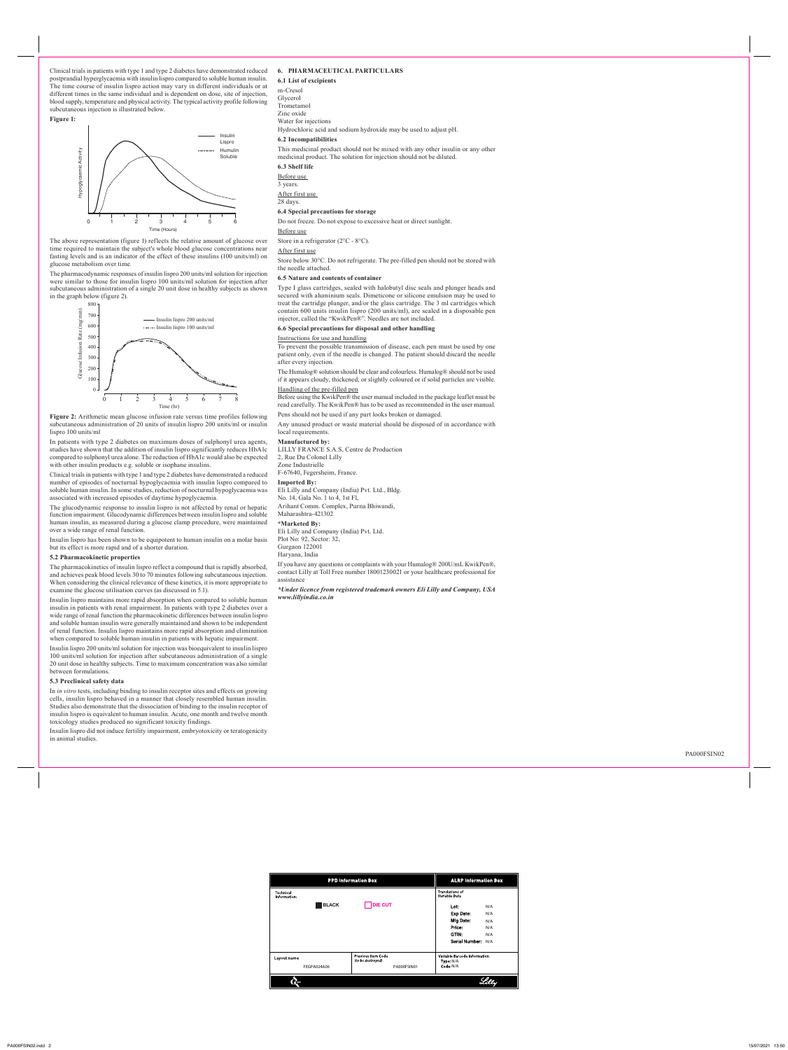Clinical trials in patients with type 1 and type 2 diabetes have demonstrated reduced postprandial hyperglycaemia with insulin lispro compared to soluble human insulin. The time course of insulin lispro action may vary in different individuals or at different times in the same individual and is dependent on dose, site of injection, blood supply, temperature and physical activity. The typical activity profile following subcutaneous injection is illustrated below.

**Figure 1:**

Insulin Lispro
Humulin Soluble
Hypoglycaemic Activity
0 1 2 3 4 5 6
Time (Hours)

The above representation (figure 1) reflects the relative amount of glucose over time required to maintain the subject's whole blood glucose concentrations near fasting levels and is an indicator of the effect of these insulins (100 units/ml) on glucose metabolism over time.

The pharmacodynamic responses of insulin lispro 200 units/ml solution for injection were similar to those for insulin lispro 100 units/ml solution for injection after subcutaneous administration of a single 20 unit dose in healthy subjects as shown in the graph below (figure 2).

Insulin lispro 200 units/ml
Insulin lispro 100 units/ml
Glucose Infusion Rate (mg/min)
0 100 200 300 400 500 600 700 800
0 1 2 3 4 5 6 7 8
Time (hr)

**Figure 2:** Arithmetic mean glucose infusion rate versus time profiles following subcutaneous administration of 20 units of insulin lispro 200 units/ml or insulin lispro 100 units/ml

In patients with type 2 diabetes on maximum doses of sulphonyl urea agents, studies have shown that the addition of insulin lispro significantly reduces HbA1c compared to sulphonyl urea alone. The reduction of HbA1c would also be expected with other insulin products e.g. soluble or isophane insulins.

Clinical trials in patients with type 1 and type 2 diabetes have demonstrated a reduced number of episodes of nocturnal hypoglycaemia with insulin lispro compared to soluble human insulin. In some studies, reduction of nocturnal hypoglycaemia was associated with increased episodes of daytime hypoglycaemia.

The glucodynamic response to insulin lispro is not affected by renal or hepatic function impairment. Glucodynamic differences between insulin lispro and soluble human insulin, as measured during a glucose clamp procedure, were maintained over a wide range of renal function.

Insulin lispro has been shown to be equipotent to human insulin on a molar basis but its effect is more rapid and of a shorter duration.

### 5.2 Pharmacokinetic properties

The pharmacokinetics of insulin lispro reflect a compound that is rapidly absorbed, and achieves peak blood levels 30 to 70 minutes following subcutaneous injection. When considering the clinical relevance of these kinetics, it is more appropriate to examine the glucose utilisation curves (as discussed in 5.1).

Insulin lispro maintains more rapid absorption when compared to soluble human insulin in patients with renal impairment. In patients with type 2 diabetes over a wide range of renal function the pharmacokinetic differences between insulin lispro and soluble human insulin were generally maintained and shown to be independent of renal function. Insulin lispro maintains more rapid absorption and elimination when compared to soluble human insulin in patients with hepatic impairment.

Insulin lispro 200 units/ml solution for injection was bioequivalent to insulin lispro 100 units/ml solution for injection after subcutaneous administration of a single 20 unit dose in healthy subjects. Time to maximum concentration was also similar between formulations.

### 5.3 Preclinical safety data

In *in vitro* tests, including binding to insulin receptor sites and effects on growing cells, insulin lispro behaved in a manner that closely resembled human insulin. Studies also demonstrate that the dissociation of binding to the insulin receptor of insulin lispro is equivalent to human insulin. Acute, one month and twelve month toxicology studies produced no significant toxicity findings.

Insulin lispro did not induce fertility impairment, embryotoxicity or teratogenicity in animal studies.

## 6. PHARMACEUTICAL PARTICULARS

### 6.1 List of excipients

m-Cresol
Glycerol
Trometamol
Zinc oxide
Water for injections
Hydrochloric acid and sodium hydroxide may be used to adjust pH.

### 6.2 Incompatibilities

This medicinal product should not be mixed with any other insulin or any other medicinal product. The solution for injection should not be diluted.

### 6.3 Shelf life

Before use
3 years.

After first use
28 days.

### 6.4 Special precautions for storage

Do not freeze. Do not expose to excessive heat or direct sunlight.

Before use

Store in a refrigerator (2°C - 8°C).

After first use

Store below 30°C. Do not refrigerate. The pre-filled pen should not be stored with the needle attached.

### 6.5 Nature and contents of container

Type I glass cartridges, sealed with halobutyl disc seals and plunger heads and secured with aluminium seals. Dimeticone or silicone emulsion may be used to treat the cartridge plunger, and/or the glass cartridge. The 3 ml cartridges which contain 600 units insulin lispro (200 units/ml), are sealed in a disposable pen injector, called the "KwikPen®". Needles are not included.

### 6.6 Special precautions for disposal and other handling

Instructions for use and handling

To prevent the possible transmission of disease, each pen must be used by one patient only, even if the needle is changed. The patient should discard the needle after every injection.

The Humalog® solution should be clear and colourless. Humalog® should not be used if it appears cloudy, thickened, or slightly coloured or if solid particles are visible.

Handling of the pre-filled pen

Before using the KwikPen® the user manual included in the package leaflet must be read carefully. The KwikPen® has to be used as recommended in the user manual.

Pens should not be used if any part looks broken or damaged.

Any unused product or waste material should be disposed of in accordance with local requirements.

**Manufactured by:**
LILLY FRANCE S.A.S, Centre de Production
2, Rue Du Colonel Lilly
Zone Industrielle
F-67640, Fegersheim, France.

**Imported By:**
Eli Lilly and Company (India) Pvt. Ltd., Bldg.
No. 14, Gala No. 1 to 4, 1st Fl,
Arihant Comm. Complex, Purna Bhiwandi,
Maharashtra-421302

**\*Marketed By:**
Eli Lilly and Company (India) Pvt. Ltd.
Plot No: 92, Sector: 32,
Gurgaon 122001
Haryana, India

If you have any questions or complaints with your Humalog® 200U/mL KwikPen®, contact Lilly at Toll Free number 18001230021 or your healthcare professional for assistance

***Under licence from registered trademark owners Eli Lilly and Company, USA***
***www.lillyindia.co.in***

PA000FSIN02